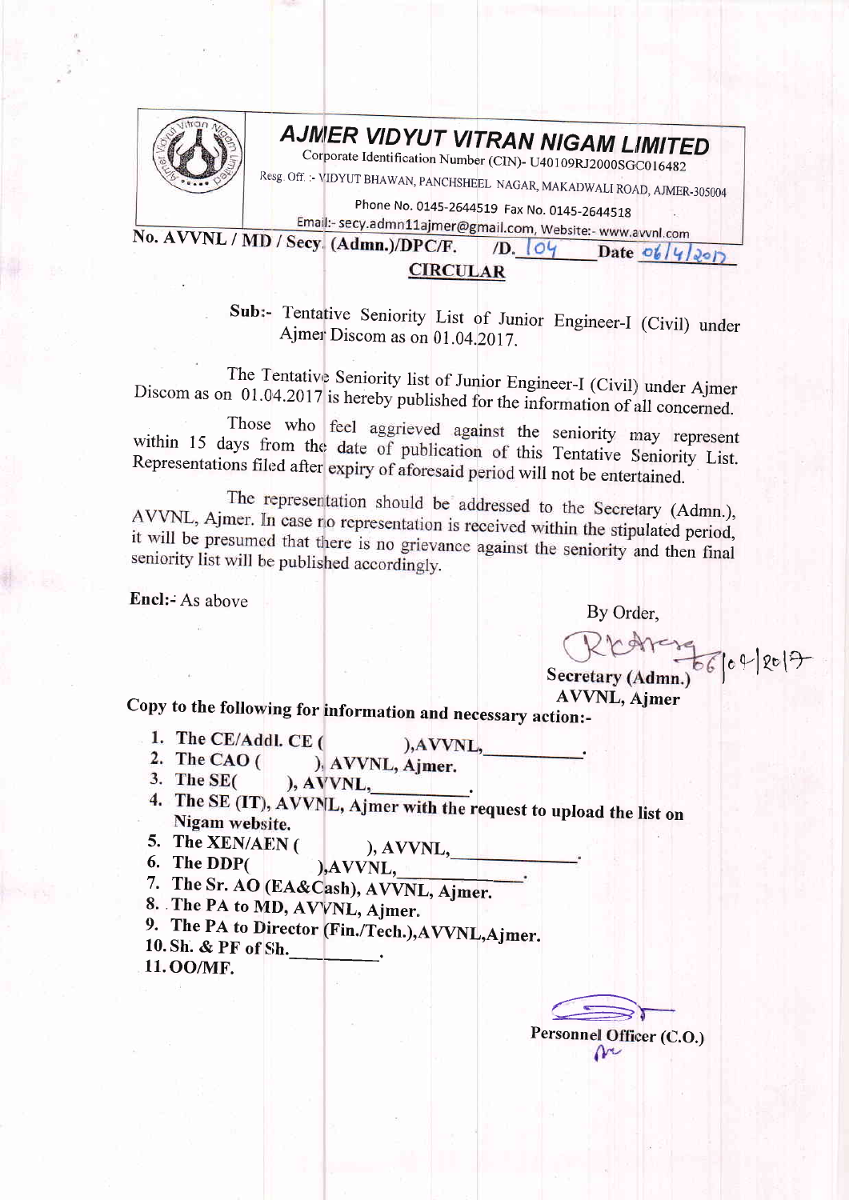# AJMER VIDYUT VITRAN NIGAM LIMITED

Corporate Identification Number (CIN)- U40109RJ2000SGC016482

Resg. Off. :- VIDYUT BHAWAN, PANCHSHEEL NAGAR, MAKADWALI ROAD, AJMER-305004

Phone No. 0145-2644519 Fax No. 0145-2644518

Email:- secy.admn11ajmer@gmail.com, Website:- www.avvnl.com

**No. AVVNL / MD / Secy. (Admn.)/DPC/F. /D. 104 Date 06/4/2017**

## CIRCULAR

**Sub:-** Tentative Seniority List of Junior Engineer-I (Civil) under Ajmer Discom as on 01.04.2017.

The Tentative Seniority list of Junior Engineer-I (Civil) under Ajmer Discom as on 01.04.2017 is hereby published for the information of all concerned.

Those who feel aggrieved against the seniority may represent within 15 days from the date of publication of this Tentative Seniority List. Representations filed after expiry of aforesaid period will not be entertained.

The representation should be addressed to the Secretary (Admn.), AVVNL, Ajmer. In case no representation is received within the stipulated period, it will be presumed that there is no grievance against the seniority and then final seniority list will be published accordingly.

**Encl:-** As above

By Order,

06/04/2017

**Secretary (Admn.)**
**AVVNL, Ajmer**

**Copy to the following for information and necessary action:-**

1. The CE/Addl. CE ( ),AVVNL,\_\_\_\_\_\_\_\_\_\_.
2. The CAO ( ), AVVNL, Ajmer.
3. The SE( ), AVVNL,\_\_\_\_\_\_\_\_\_\_.
4. The SE (IT), AVVNL, Ajmer with the request to upload the list on Nigam website.
5. The XEN/AEN ( ), AVVNL,\_\_\_\_\_\_\_\_\_\_.
6. The DDP( ),AVVNL,\_\_\_\_\_\_\_\_\_\_.
7. The Sr. AO (EA&Cash), AVVNL, Ajmer.
8. The PA to MD, AVVNL, Ajmer.
9. The PA to Director (Fin./Tech.),AVVNL,Ajmer.
10. Sh. & PF of Sh.\_\_\_\_\_\_\_\_\_\_.
11. OO/MF.

**Personnel Officer (C.O.)**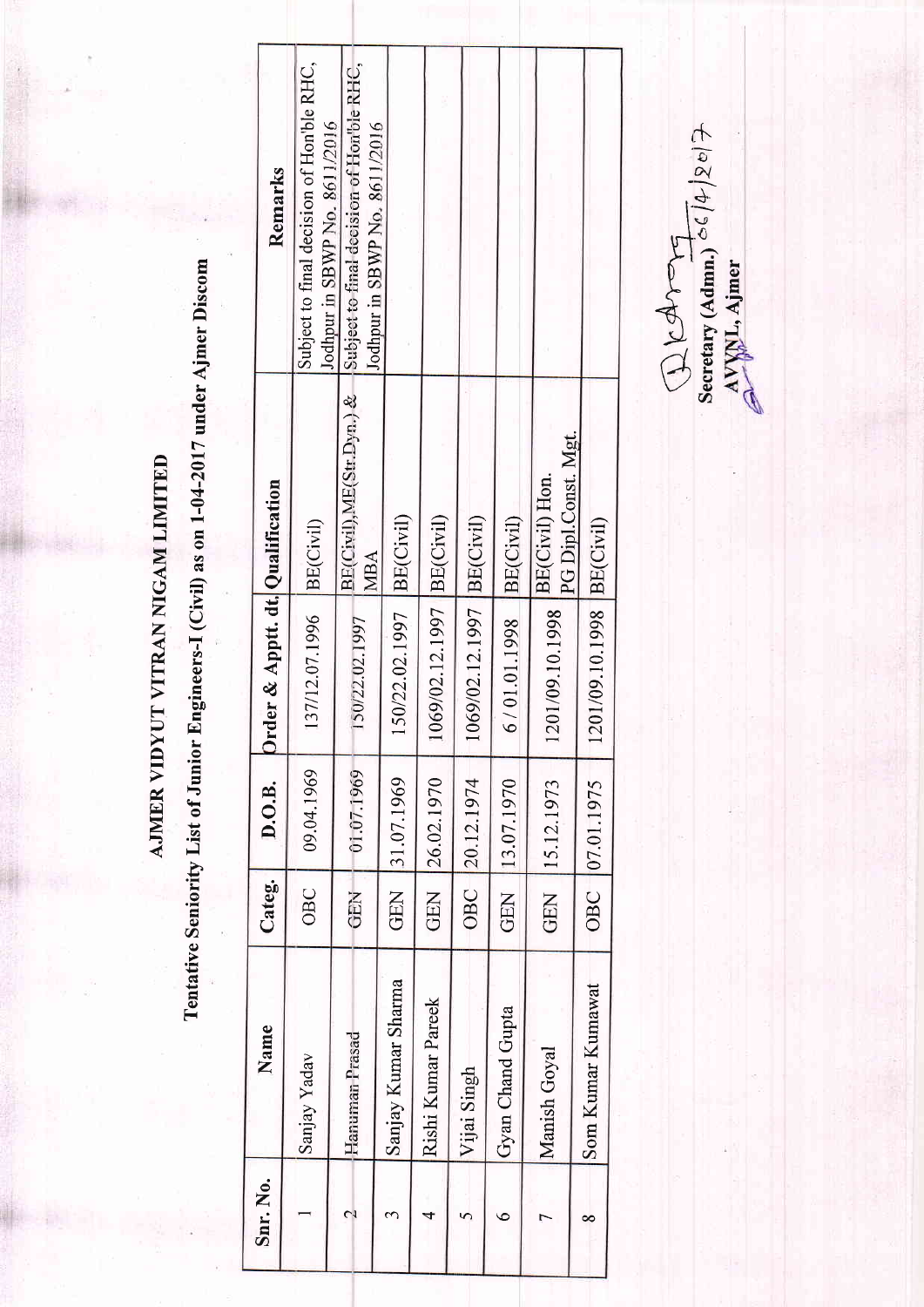# AJMER VIDYUT VITRAN NIGAM LIMITED

## Tentative Seniority List of Junior Engineers-I (Civil) as on 1-04-2017 under Ajmer Discom

| Snr. No. | Name | Categ. | D.O.B. | Order & Apptt. dt. | Qualification | Remarks |
|---|---|---|---|---|---|---|
| 1 | Sanjay Yadav | OBC | 09.04.1969 | 137/12.07.1996 | BE(Civil) | Subject to final decision of Hon'ble RHC, Jodhpur in SBWP No. 8611/2016 |
| 2 | Hanuman Prasad | GEN | 01.07.1969 | 150/22.02.1997 | BE(Civil),ME(Str.Dyn.) & MBA | Subject to final decision of Hon'ble RHC, Jodhpur in SBWP No. 8611/2016 |
| 3 | Sanjay Kumar Sharma | GEN | 31.07.1969 | 150/22.02.1997 | BE(Civil) | |
| 4 | Rishi Kumar Pareek | GEN | 26.02.1970 | 1069/02.12.1997 | BE(Civil) | |
| 5 | Vijai Singh | OBC | 20.12.1974 | 1069/02.12.1997 | BE(Civil) | |
| 6 | Gyan Chand Gupta | GEN | 13.07.1970 | 6 / 01.01.1998 | BE(Civil) | |
| 7 | Manish Goyal | GEN | 15.12.1973 | 1201/09.10.1998 | BE(Civil) Hon. PG Dipl.Const. Mgt. | |
| 8 | Som Kumar Kumawat | OBC | 07.01.1975 | 1201/09.10.1998 | BE(Civil) | |

06/4/2017

Secretary (Admn.)
AVVNL, Ajmer